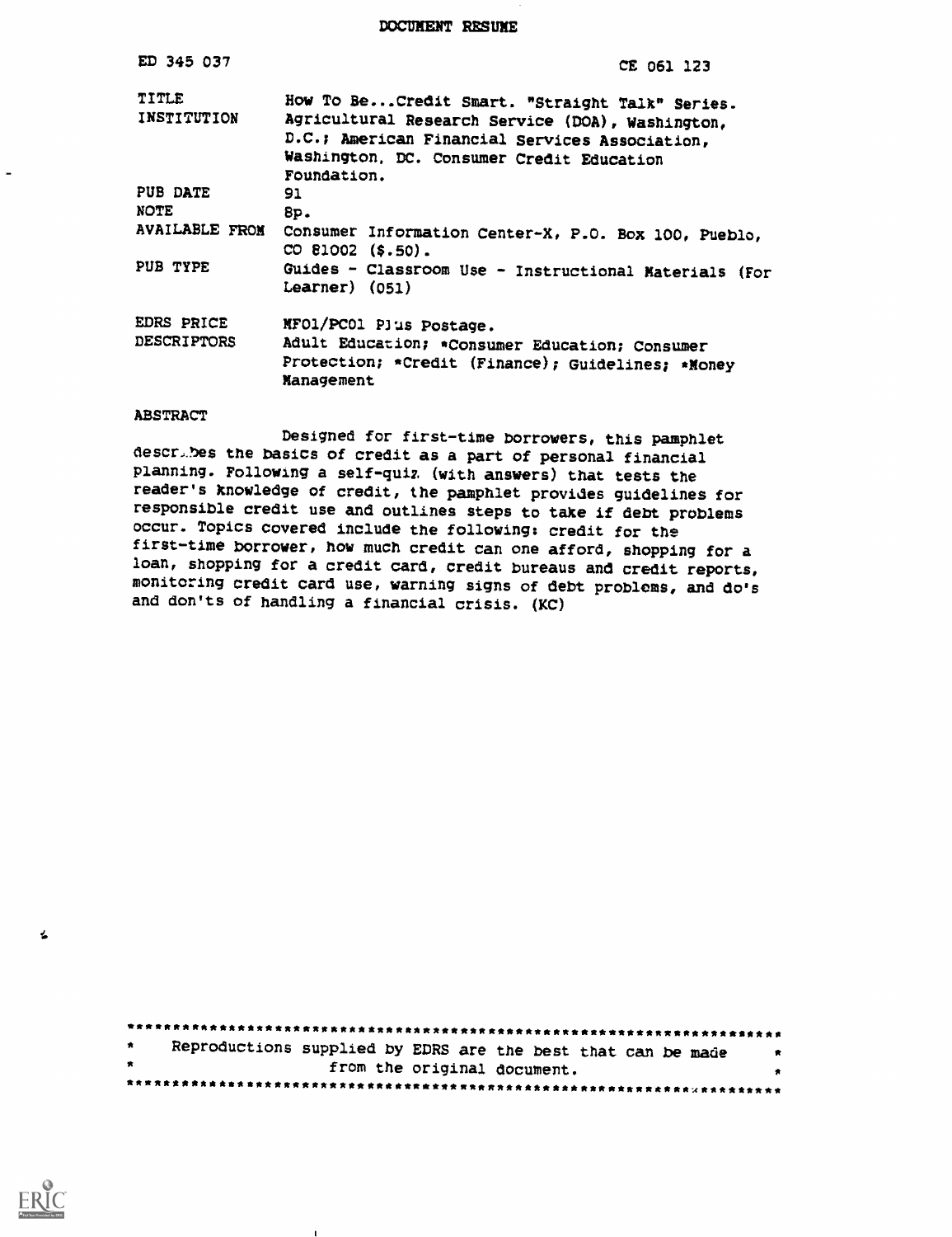# DOCUMENT RESUME

| | |
|---|---|
| ED 345 037 | CE 061 123 |
| TITLE | How To Be...Credit Smart. "Straight Talk" Series. |
| INSTITUTION | Agricultural Research Service (DOA), Washington, D.C.; American Financial Services Association, Washington, DC. Consumer Credit Education Foundation. |
| PUB DATE | 91 |
| NOTE | 8p. |
| AVAILABLE FROM | Consumer Information Center-X, P.O. Box 100, Pueblo, CO 81002 ($.50). |
| PUB TYPE | Guides - Classroom Use - Instructional Materials (For Learner) (051) |
| EDRS PRICE | MF01/PC01 Plus Postage. |
| DESCRIPTORS | Adult Education; *Consumer Education; Consumer Protection; *Credit (Finance); Guidelines; *Money Management |

## ABSTRACT

Designed for first-time borrowers, this pamphlet describes the basics of credit as a part of personal financial planning. Following a self-quiz (with answers) that tests the reader's knowledge of credit, the pamphlet provides guidelines for responsible credit use and outlines steps to take if debt problems occur. Topics covered include the following: credit for the first-time borrower, how much credit can one afford, shopping for a loan, shopping for a credit card, credit bureaus and credit reports, monitoring credit card use, warning signs of debt problems, and do's and don'ts of handling a financial crisis. (KC)

***********************************************************************
* Reproductions supplied by EDRS are the best that can be made *
* from the original document. *
***********************************************************************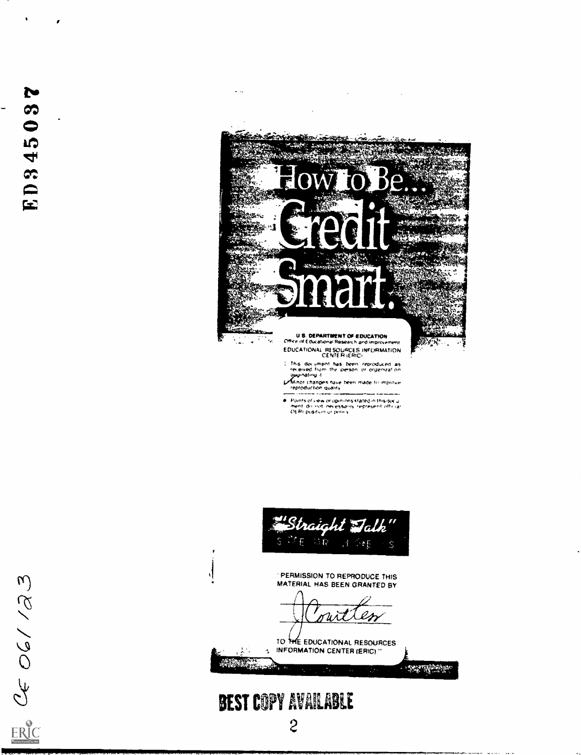ED345037

# How to Be... Credit Smart.

U.S. DEPARTMENT OF EDUCATION
Office of Educational Research and Improvement
EDUCATIONAL RESOURCES INFORMATION CENTER (ERIC)

- This document has been reproduced as received from the person or organization originating it.
- Minor changes have been made to improve reproduction quality.

- Points of view or opinions stated in this document do not necessarily represent official OERI position or policy.

"Straight Talk" SERIES

"PERMISSION TO REPRODUCE THIS MATERIAL HAS BEEN GRANTED BY

J Coutter

TO THE EDUCATIONAL RESOURCES INFORMATION CENTER (ERIC)."

BEST COPY AVAILABLE

CE 061 123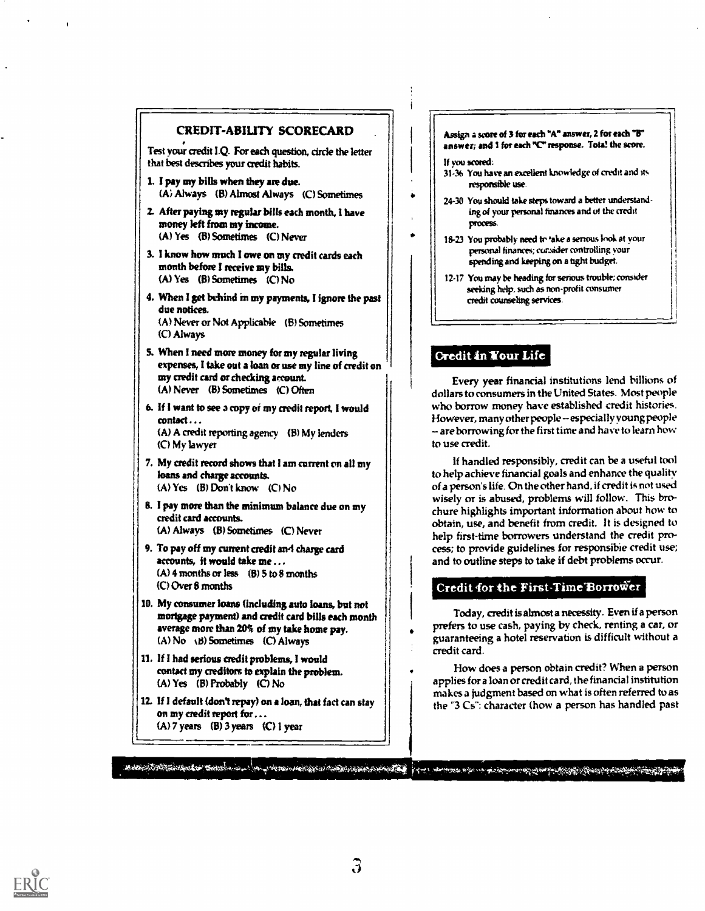## CREDIT-ABILITY SCORECARD

Test your credit I.Q. For each question, circle the letter that best describes your credit habits.

1. **I pay my bills when they are due.**
   (A) Always (B) Almost Always (C) Sometimes
2. **After paying my regular bills each month, I have money left from my income.**
   (A) Yes (B) Sometimes (C) Never
3. **I know how much I owe on my credit cards each month before I receive my bills.**
   (A) Yes (B) Sometimes (C) No
4. **When I get behind in my payments, I ignore the past due notices.**
   (A) Never or Not Applicable (B) Sometimes (C) Always
5. **When I need more money for my regular living expenses, I take out a loan or use my line of credit on my credit card or checking account.**
   (A) Never (B) Sometimes (C) Often
6. **If I want to see a copy of my credit report, I would contact . . .**
   (A) A credit reporting agency (B) My lenders (C) My lawyer
7. **My credit record shows that I am current on all my loans and charge accounts.**
   (A) Yes (B) Don't know (C) No
8. **I pay more than the minimum balance due on my credit card accounts.**
   (A) Always (B) Sometimes (C) Never
9. **To pay off my current credit and charge card accounts, it would take me . . .**
   (A) 4 months or less (B) 5 to 8 months (C) Over 8 months
10. **My consumer loans (including auto loans, but not mortgage payment) and credit card bills each month average more than 20% of my take home pay.**
    (A) No (B) Sometimes (C) Always
11. **If I had serious credit problems, I would contact my creditors to explain the problem.**
    (A) Yes (B) Probably (C) No
12. **If I default (don't repay) on a loan, that fact can stay on my credit report for . . .**
    (A) 7 years (B) 3 years (C) 1 year

**Assign a score of 3 for each "A" answer, 2 for each "B" answer; and 1 for each "C" response. Total the score.**

If you scored:

- 31-36 You have an excellent knowledge of credit and its responsible use.
- 24-30 You should take steps toward a better understanding of your personal finances and of the credit process.
- 18-23 You probably need to take a serious look at your personal finances; consider controlling your spending and keeping on a tight budget.
- 12-17 You may be heading for serious trouble; consider seeking help, such as non-profit consumer credit counseling services.

## Credit in Your Life

Every year financial institutions lend billions of dollars to consumers in the United States. Most people who borrow money have established credit histories. However, many other people – especially young people – are borrowing for the first time and have to learn how to use credit.

If handled responsibly, credit can be a useful tool to help achieve financial goals and enhance the quality of a person's life. On the other hand, if credit is not used wisely or is abused, problems will follow. This brochure highlights important information about how to obtain, use, and benefit from credit. It is designed to help first-time borrowers understand the credit process; to provide guidelines for responsible credit use; and to outline steps to take if debt problems occur.

## Credit for the First-Time Borrower

Today, credit is almost a necessity. Even if a person prefers to use cash, paying by check, renting a car, or guaranteeing a hotel reservation is difficult without a credit card.

How does a person obtain credit? When a person applies for a loan or credit card, the financial institution makes a judgment based on what is often referred to as the "3 Cs": character (how a person has handled past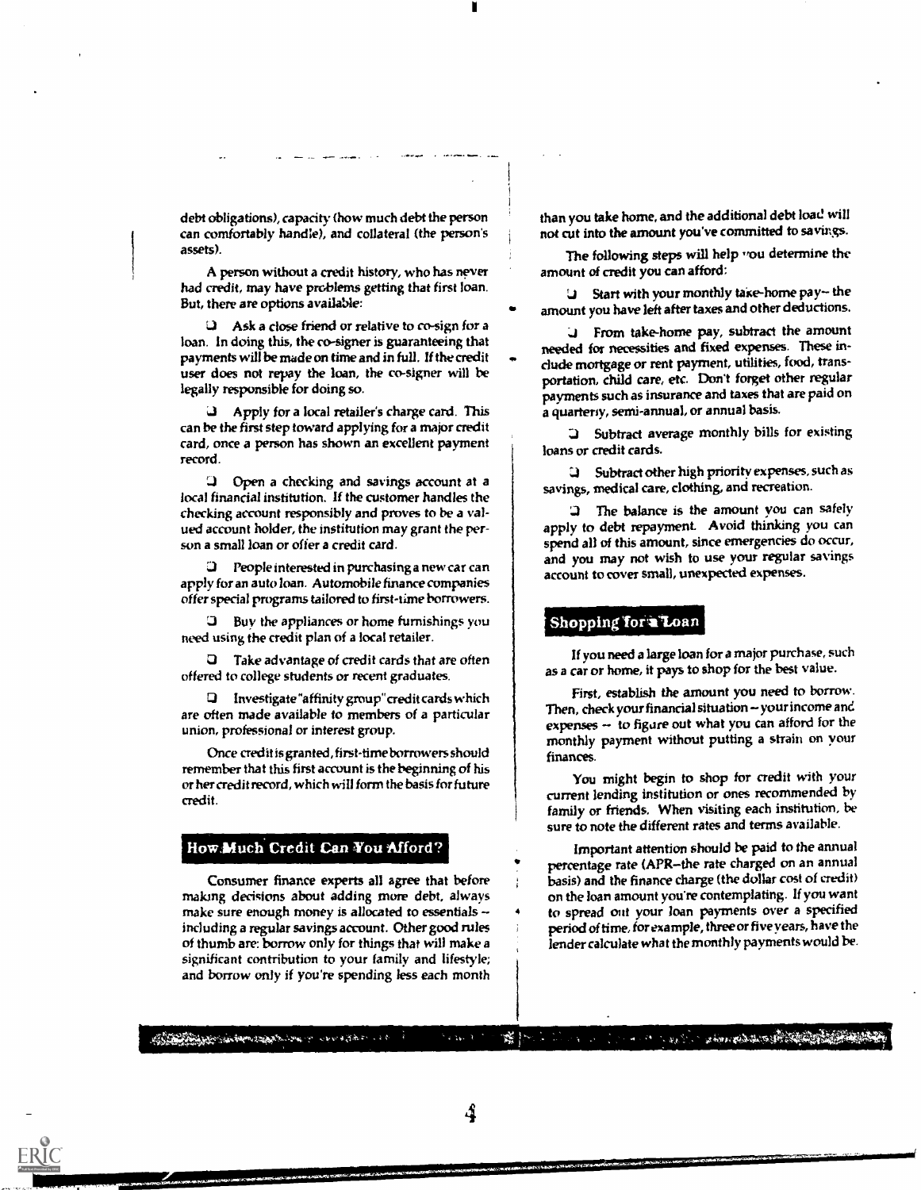debt obligations), capacity (how much debt the person can comfortably handle), and collateral (the person's assets).

A person without a credit history, who has never had credit, may have problems getting that first loan. But, there are options available:

- Ask a close friend or relative to co-sign for a loan. In doing this, the co-signer is guaranteeing that payments will be made on time and in full. If the credit user does not repay the loan, the co-signer will be legally responsible for doing so.
- Apply for a local retailer's charge card. This can be the first step toward applying for a major credit card, once a person has shown an excellent payment record.
- Open a checking and savings account at a local financial institution. If the customer handles the checking account responsibly and proves to be a valued account holder, the institution may grant the person a small loan or offer a credit card.
- People interested in purchasing a new car can apply for an auto loan. Automobile finance companies offer special programs tailored to first-time borrowers.
- Buy the appliances or home furnishings you need using the credit plan of a local retailer.
- Take advantage of credit cards that are often offered to college students or recent graduates.
- Investigate "affinity group" credit cards which are often made available to members of a particular union, professional or interest group.

Once credit is granted, first-time borrowers should remember that this first account is the beginning of his or her credit record, which will form the basis for future credit.

## How Much Credit Can You Afford?

Consumer finance experts all agree that before making decisions about adding more debt, always make sure enough money is allocated to essentials -- including a regular savings account. Other good rules of thumb are: borrow only for things that will make a significant contribution to your family and lifestyle; and borrow only if you're spending less each month than you take home, and the additional debt load will not cut into the amount you've committed to savings.

The following steps will help you determine the amount of credit you can afford:

- Start with your monthly take-home pay-- the amount you have left after taxes and other deductions.
- From take-home pay, subtract the amount needed for necessities and fixed expenses. These include mortgage or rent payment, utilities, food, transportation, child care, etc. Don't forget other regular payments such as insurance and taxes that are paid on a quarterly, semi-annual, or annual basis.
- Subtract average monthly bills for existing loans or credit cards.
- Subtract other high priority expenses, such as savings, medical care, clothing, and recreation.
- The balance is the amount you can safely apply to debt repayment. Avoid thinking you can spend all of this amount, since emergencies do occur, and you may not wish to use your regular savings account to cover small, unexpected expenses.

## Shopping for a Loan

If you need a large loan for a major purchase, such as a car or home, it pays to shop for the best value.

First, establish the amount you need to borrow. Then, check your financial situation -- your income and expenses -- to figure out what you can afford for the monthly payment without putting a strain on your finances.

You might begin to shop for credit with your current lending institution or ones recommended by family or friends. When visiting each institution, be sure to note the different rates and terms available.

Important attention should be paid to the annual percentage rate (APR--the rate charged on an annual basis) and the finance charge (the dollar cost of credit) on the loan amount you're contemplating. If you want to spread out your loan payments over a specified period of time, for example, three or five years, have the lender calculate what the monthly payments would be.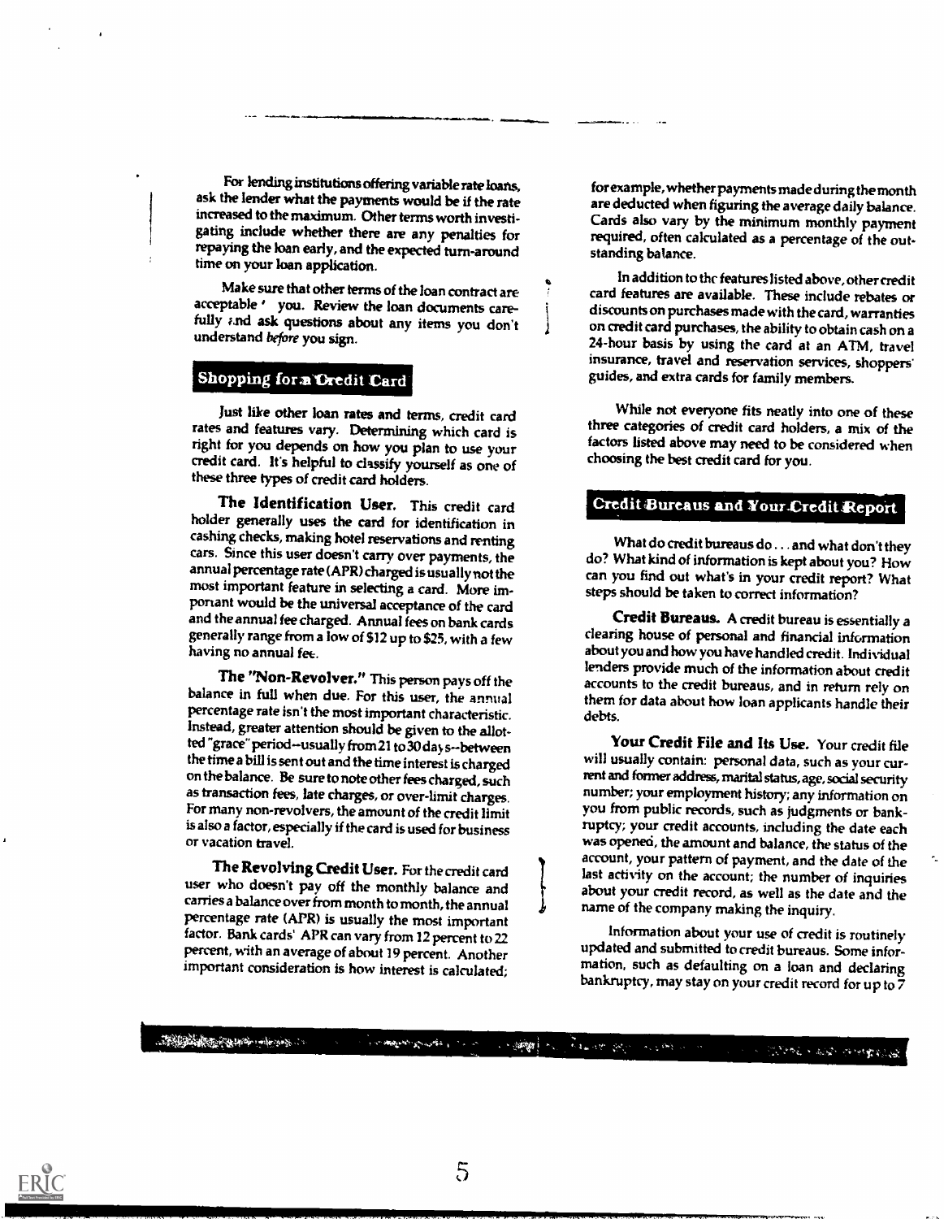For lending institutions offering variable rate loans, ask the lender what the payments would be if the rate increased to the maximum. Other terms worth investigating include whether there are any penalties for repaying the loan early, and the expected turn-around time on your loan application.

Make sure that other terms of the loan contract are acceptable ' you. Review the loan documents carefully and ask questions about any items you don't understand *before* you sign.

## Shopping for a Credit Card

Just like other loan rates and terms, credit card rates and features vary. Determining which card is right for you depends on how you plan to use your credit card. It's helpful to classify yourself as one of these three types of credit card holders.

**The Identification User.** This credit card holder generally uses the card for identification in cashing checks, making hotel reservations and renting cars. Since this user doesn't carry over payments, the annual percentage rate (APR) charged is usually not the most important feature in selecting a card. More important would be the universal acceptance of the card and the annual fee charged. Annual fees on bank cards generally range from a low of $12 up to $25, with a few having no annual fee.

**The "Non-Revolver."** This person pays off the balance in full when due. For this user, the annual percentage rate isn't the most important characteristic. Instead, greater attention should be given to the allotted "grace" period--usually from 21 to 30 days--between the time a bill is sent out and the time interest is charged on the balance. Be sure to note other fees charged, such as transaction fees, late charges, or over-limit charges. For many non-revolvers, the amount of the credit limit is also a factor, especially if the card is used for business or vacation travel.

**The Revolving Credit User.** For the credit card user who doesn't pay off the monthly balance and carries a balance over from month to month, the annual percentage rate (APR) is usually the most important factor. Bank cards' APR can vary from 12 percent to 22 percent, with an average of about 19 percent. Another important consideration is how interest is calculated; for example, whether payments made during the month are deducted when figuring the average daily balance. Cards also vary by the minimum monthly payment required, often calculated as a percentage of the outstanding balance.

In addition to the features listed above, other credit card features are available. These include rebates or discounts on purchases made with the card, warranties on credit card purchases, the ability to obtain cash on a 24-hour basis by using the card at an ATM, travel insurance, travel and reservation services, shoppers' guides, and extra cards for family members.

While not everyone fits neatly into one of these three categories of credit card holders, a mix of the factors listed above may need to be considered when choosing the best credit card for you.

## Credit Bureaus and Your Credit Report

What do credit bureaus do . . . and what don't they do? What kind of information is kept about you? How can you find out what's in your credit report? What steps should be taken to correct information?

**Credit Bureaus.** A credit bureau is essentially a clearing house of personal and financial information about you and how you have handled credit. Individual lenders provide much of the information about credit accounts to the credit bureaus, and in return rely on them for data about how loan applicants handle their debts.

**Your Credit File and Its Use.** Your credit file will usually contain: personal data, such as your current and former address, marital status, age, social security number; your employment history; any information on you from public records, such as judgments or bankruptcy; your credit accounts, including the date each was opened, the amount and balance, the status of the account, your pattern of payment, and the date of the last activity on the account; the number of inquiries about your credit record, as well as the date and the name of the company making the inquiry.

Information about your use of credit is routinely updated and submitted to credit bureaus. Some information, such as defaulting on a loan and declaring bankruptcy, may stay on your credit record for up to 7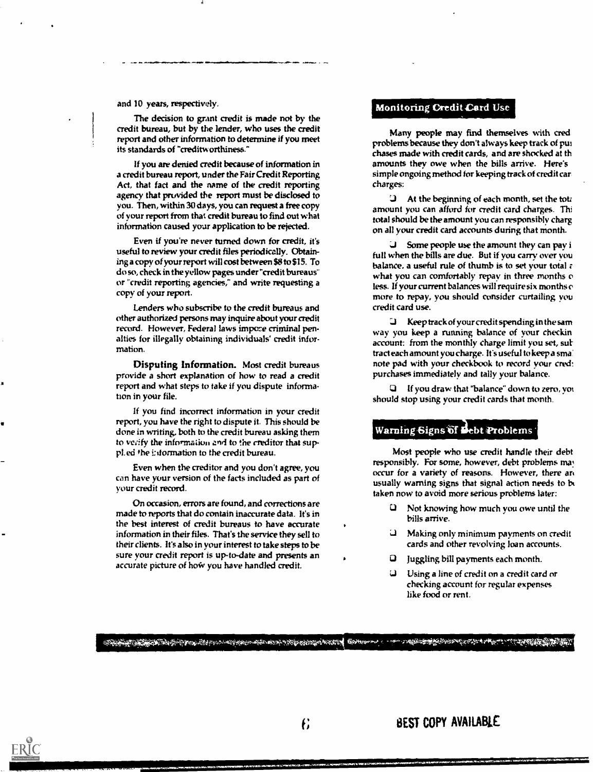and 10 years, respectively.

The decision to grant credit is made not by the credit bureau, but by the lender, who uses the credit report and other information to determine if you meet its standards of "creditworthiness."

If you are denied credit because of information in a credit bureau report, under the Fair Credit Reporting Act, that fact and the name of the credit reporting agency that provided the report must be disclosed to you. Then, within 30 days, you can request a free copy of your report from that credit bureau to find out what information caused your application to be rejected.

Even if you're never turned down for credit, it's useful to review your credit files periodically. Obtaining a copy of your report will cost between $8 to $15. To do so, check in the yellow pages under "credit bureaus" or "credit reporting agencies," and write requesting a copy of your report.

Lenders who subscribe to the credit bureaus and other authorized persons may inquire about your credit record. However, Federal laws impose criminal penalties for illegally obtaining individuals' credit information.

**Disputing Information.** Most credit bureaus provide a short explanation of how to read a credit report and what steps to take if you dispute information in your file.

If you find incorrect information in your credit report, you have the right to dispute it. This should be done in writing, both to the credit bureau asking them to verify the information and to the creditor that supplied the information to the credit bureau.

Even when the creditor and you don't agree, you can have your version of the facts included as part of your credit record.

On occasion, errors are found, and corrections are made to reports that do contain inaccurate data. It's in the best interest of credit bureaus to have accurate information in their files. That's the service they sell to their clients. It's also in your interest to take steps to be sure your credit report is up-to-date and presents an accurate picture of how you have handled credit.

## Monitoring Credit Card Use

Many people may find themselves with cred problems because they don't always keep track of pur chases made with credit cards, and are shocked at th amounts they owe when the bills arrive. Here's simple ongoing method for keeping track of credit car charges:

- At the beginning of each month, set the tot amount you can afford for credit card charges. Thi total should be the amount you can responsibly charg on all your credit card accounts during that month.
- Some people use the amount they can pay i full when the bills are due. But if you carry over you balance, a useful rule of thumb is to set your total a what you can comfortably repay in three months o less. If your current balances will require six months o more to repay, you should consider curtailing you credit card use.
- Keep track of your credit spending in the sam way you keep a running balance of your checkin account: from the monthly charge limit you set, sub tract each amount you charge. It's useful to keep a sma note pad with your checkbook to record your cred purchases immediately and tally your balance.
- If you draw that "balance" down to zero, you should stop using your credit cards that month.

## Warning Signs of Debt Problems

Most people who use credit handle their debt responsibly. For some, however, debt problems may occur for a variety of reasons. However, there ar usually warning signs that signal action needs to b taken now to avoid more serious problems later:

- Not knowing how much you owe until the bills arrive.
- Making only minimum payments on credit cards and other revolving loan accounts.
- Juggling bill payments each month.
- Using a line of credit on a credit card or checking account for regular expenses like food or rent.

BEST COPY AVAILABLE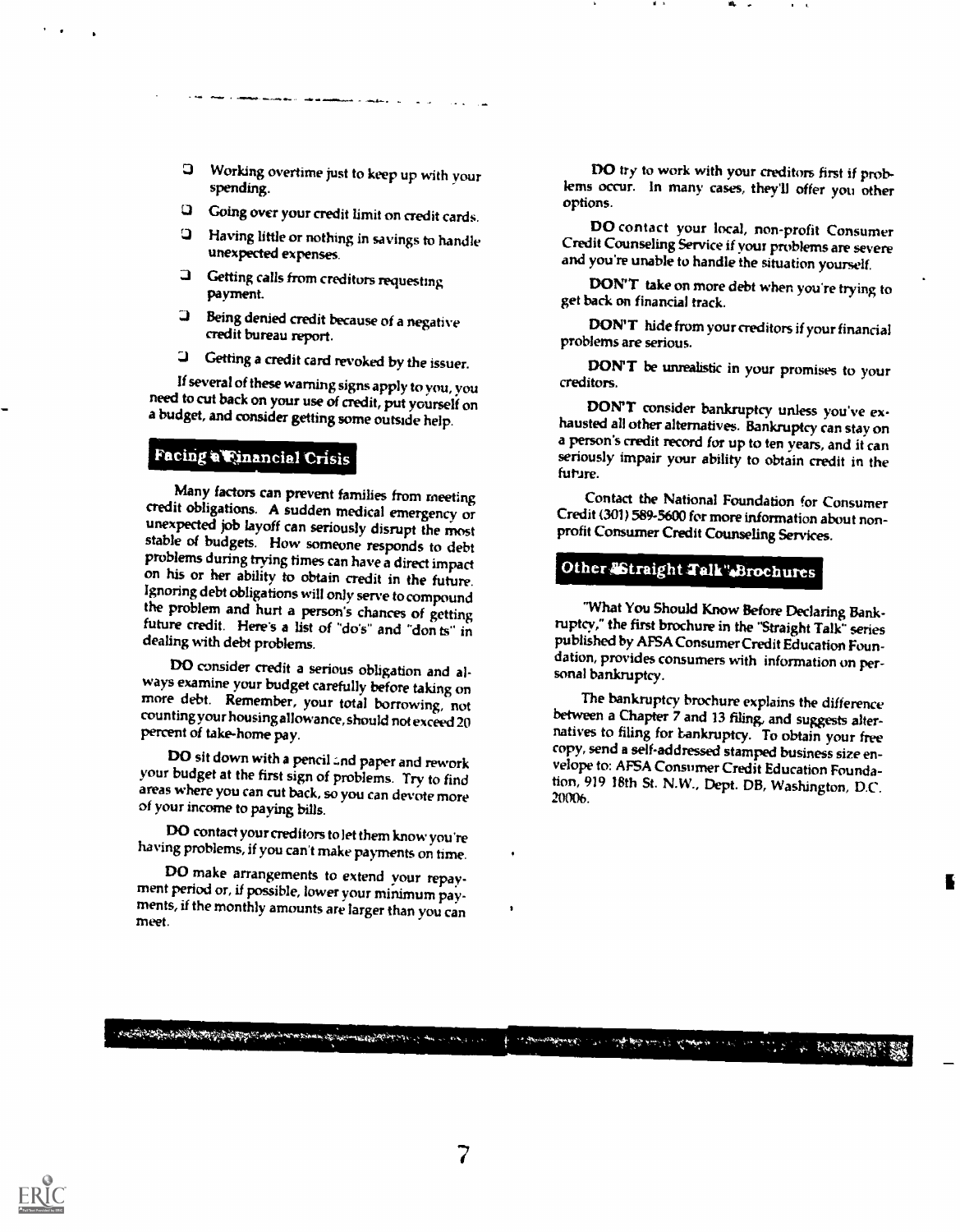- ❑ Working overtime just to keep up with your spending.
- ❑ Going over your credit limit on credit cards.
- ❑ Having little or nothing in savings to handle unexpected expenses.
- ❑ Getting calls from creditors requesting payment.
- ❑ Being denied credit because of a negative credit bureau report.
- ❑ Getting a credit card revoked by the issuer.

If several of these warning signs apply to you, you need to cut back on your use of credit, put yourself on a budget, and consider getting some outside help.

## Facing a Financial Crisis

Many factors can prevent families from meeting credit obligations. A sudden medical emergency or unexpected job layoff can seriously disrupt the most stable of budgets. How someone responds to debt problems during trying times can have a direct impact on his or her ability to obtain credit in the future. Ignoring debt obligations will only serve to compound the problem and hurt a person's chances of getting future credit. Here's a list of "do's" and "don'ts" in dealing with debt problems.

**DO** consider credit a serious obligation and always examine your budget carefully before taking on more debt. Remember, your total borrowing, not counting your housing allowance, should not exceed 20 percent of take-home pay.

**DO** sit down with a pencil and paper and rework your budget at the first sign of problems. Try to find areas where you can cut back, so you can devote more of your income to paying bills.

**DO** contact your creditors to let them know you're having problems, if you can't make payments on time.

**DO** make arrangements to extend your repayment period or, if possible, lower your minimum payments, if the monthly amounts are larger than you can meet.

**DO** try to work with your creditors first if problems occur. In many cases, they'll offer you other options.

**DO** contact your local, non-profit Consumer Credit Counseling Service if your problems are severe and you're unable to handle the situation yourself.

**DON'T** take on more debt when you're trying to get back on financial track.

**DON'T** hide from your creditors if your financial problems are serious.

**DON'T** be unrealistic in your promises to your creditors.

**DON'T** consider bankruptcy unless you've exhausted all other alternatives. Bankruptcy can stay on a person's credit record for up to ten years, and it can seriously impair your ability to obtain credit in the future.

Contact the National Foundation for Consumer Credit (301) 589-5600 for more information about non-profit Consumer Credit Counseling Services.

## Other "Straight Talk" Brochures

"What You Should Know Before Declaring Bankruptcy," the first brochure in the "Straight Talk" series published by AFSA Consumer Credit Education Foundation, provides consumers with information on personal bankruptcy.

The bankruptcy brochure explains the difference between a Chapter 7 and 13 filing, and suggests alternatives to filing for bankruptcy. To obtain your free copy, send a self-addressed stamped business size envelope to: AFSA Consumer Credit Education Foundation, 919 18th St. N.W., Dept. DB, Washington, D.C. 20006.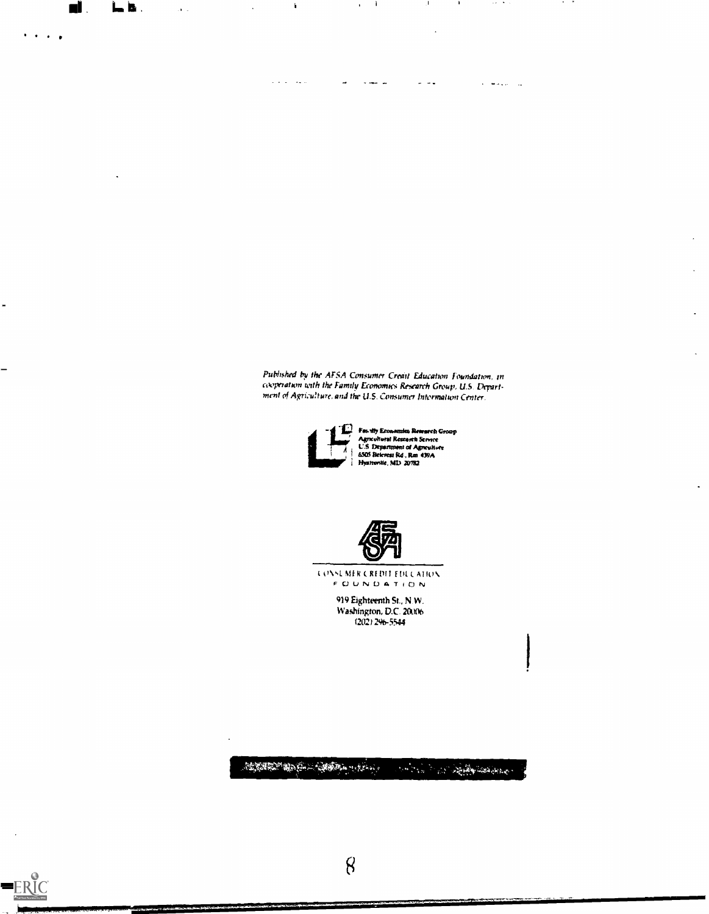*Published by the AFSA Consumer Credit Education Foundation, in cooperation with the Family Economics Research Group, U.S. Department of Agriculture, and the U.S. Consumer Information Center.*

Family Economics Research Group
Agricultural Research Service
U.S. Department of Agriculture
6505 Belcrest Rd., Rm. 439A
Hyattsville, MD 20782

CONSUMER CREDIT EDUCATION
FOUNDATION

919 Eighteenth St., N.W.
Washington, D.C. 20006
(202) 296-5544